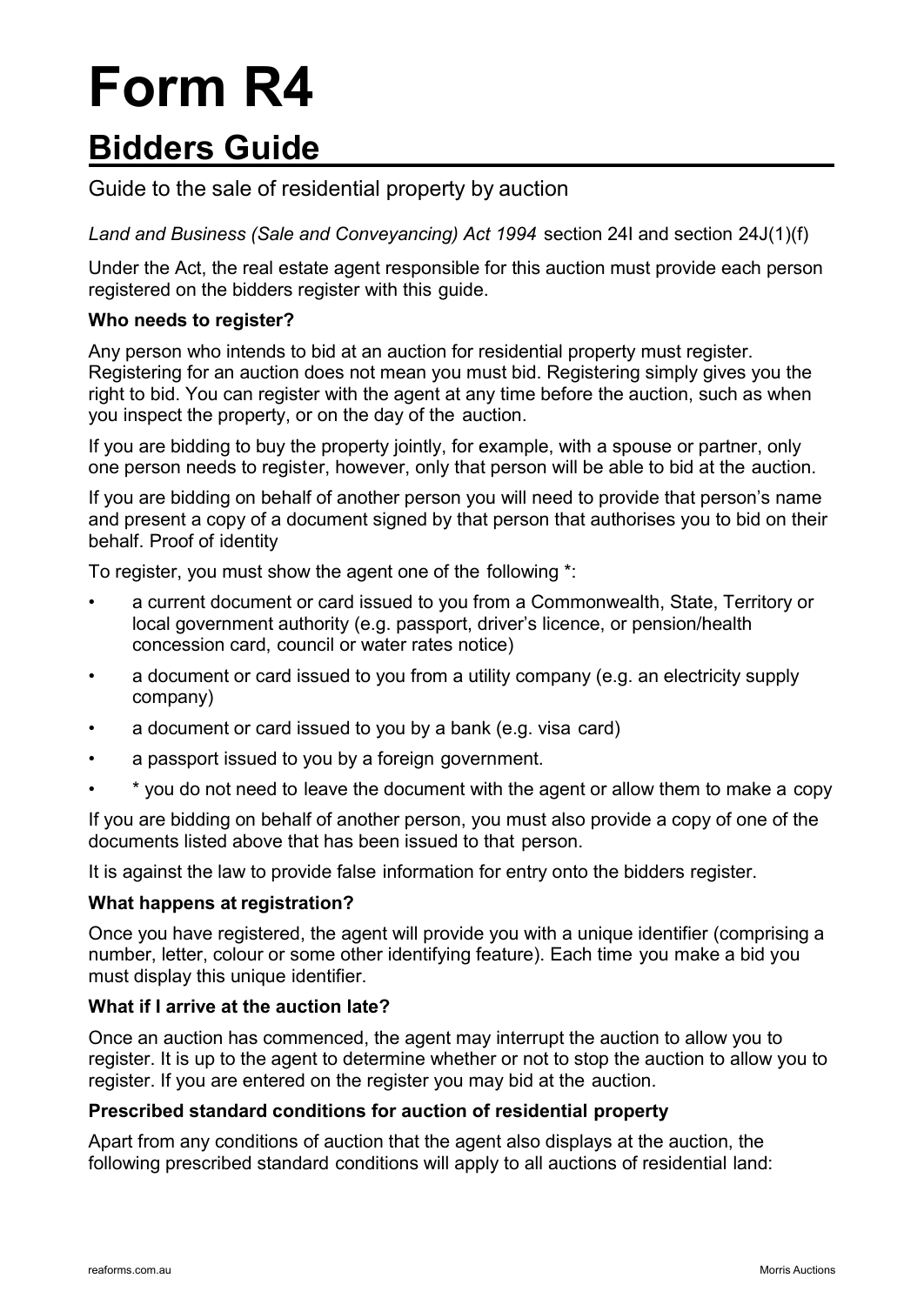# Form R4

## Bidders Guide

Guide to the sale of residential property by auction

*Land and Business (Sale and Conveyancing) Act 1994* section 24I and section 24J(1)(f)

Under the Act, the real estate agent responsible for this auction must provide each person registered on the bidders register with this guide.

**Who needs to register?**

Any person who intends to bid at an auction for residential property must register. Registering for an auction does not mean you must bid. Registering simply gives you the right to bid. You can register with the agent at any time before the auction, such as when you inspect the property, or on the day of the auction.

If you are bidding to buy the property jointly, for example, with a spouse or partner, only one person needs to register, however, only that person will be able to bid at the auction.

If you are bidding on behalf of another person you will need to provide that person's name and present a copy of a document signed by that person that authorises you to bid on their behalf. Proof of identity

To register, you must show the agent one of the following *:

- a current document or card issued to you from a Commonwealth, State, Territory or local government authority (e.g. passport, driver's licence, or pension/health concession card, council or water rates notice)
- a document or card issued to you from a utility company (e.g. an electricity supply company)
- a document or card issued to you by a bank (e.g. visa card)
- a passport issued to you by a foreign government.
- * you do not need to leave the document with the agent or allow them to make a copy

If you are bidding on behalf of another person, you must also provide a copy of one of the documents listed above that has been issued to that person.

It is against the law to provide false information for entry onto the bidders register.

**What happens at registration?**

Once you have registered, the agent will provide you with a unique identifier (comprising a number, letter, colour or some other identifying feature). Each time you make a bid you must display this unique identifier.

**What if I arrive at the auction late?**

Once an auction has commenced, the agent may interrupt the auction to allow you to register. It is up to the agent to determine whether or not to stop the auction to allow you to register. If you are entered on the register you may bid at the auction.

**Prescribed standard conditions for auction of residential property**

Apart from any conditions of auction that the agent also displays at the auction, the following prescribed standard conditions will apply to all auctions of residential land: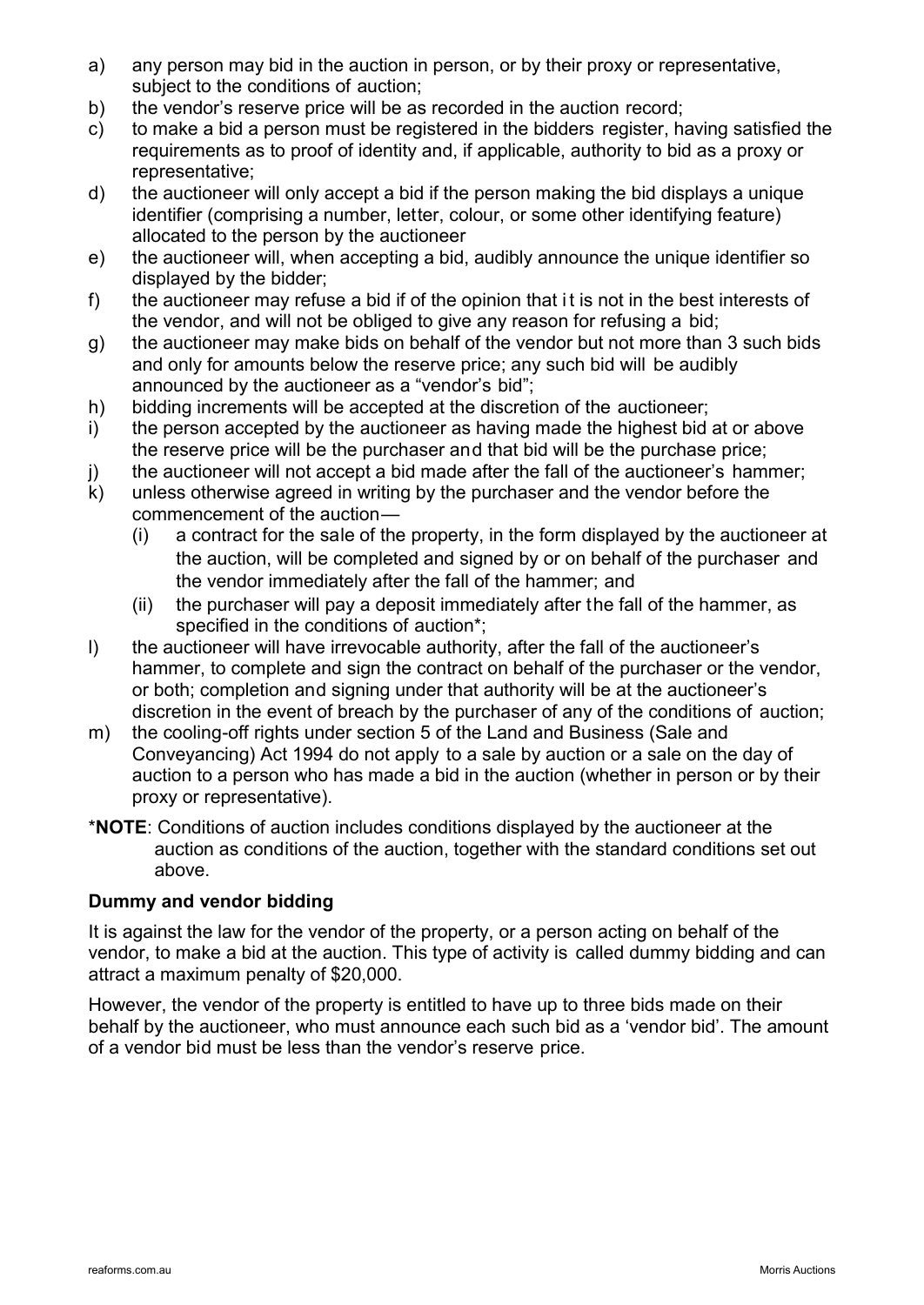a) any person may bid in the auction in person, or by their proxy or representative, subject to the conditions of auction;
b) the vendor's reserve price will be as recorded in the auction record;
c) to make a bid a person must be registered in the bidders register, having satisfied the requirements as to proof of identity and, if applicable, authority to bid as a proxy or representative;
d) the auctioneer will only accept a bid if the person making the bid displays a unique identifier (comprising a number, letter, colour, or some other identifying feature) allocated to the person by the auctioneer
e) the auctioneer will, when accepting a bid, audibly announce the unique identifier so displayed by the bidder;
f) the auctioneer may refuse a bid if of the opinion that it is not in the best interests of the vendor, and will not be obliged to give any reason for refusing a bid;
g) the auctioneer may make bids on behalf of the vendor but not more than 3 such bids and only for amounts below the reserve price; any such bid will be audibly announced by the auctioneer as a "vendor's bid";
h) bidding increments will be accepted at the discretion of the auctioneer;
i) the person accepted by the auctioneer as having made the highest bid at or above the reserve price will be the purchaser and that bid will be the purchase price;
j) the auctioneer will not accept a bid made after the fall of the auctioneer's hammer;
k) unless otherwise agreed in writing by the purchaser and the vendor before the commencement of the auction—
   (i) a contract for the sale of the property, in the form displayed by the auctioneer at the auction, will be completed and signed by or on behalf of the purchaser and the vendor immediately after the fall of the hammer; and
   (ii) the purchaser will pay a deposit immediately after the fall of the hammer, as specified in the conditions of auction*;
l) the auctioneer will have irrevocable authority, after the fall of the auctioneer's hammer, to complete and sign the contract on behalf of the purchaser or the vendor, or both; completion and signing under that authority will be at the auctioneer's discretion in the event of breach by the purchaser of any of the conditions of auction;
m) the cooling-off rights under section 5 of the Land and Business (Sale and Conveyancing) Act 1994 do not apply to a sale by auction or a sale on the day of auction to a person who has made a bid in the auction (whether in person or by their proxy or representative).

*__NOTE__: Conditions of auction includes conditions displayed by the auctioneer at the auction as conditions of the auction, together with the standard conditions set out above.

### Dummy and vendor bidding

It is against the law for the vendor of the property, or a person acting on behalf of the vendor, to make a bid at the auction. This type of activity is called dummy bidding and can attract a maximum penalty of $20,000.

However, the vendor of the property is entitled to have up to three bids made on their behalf by the auctioneer, who must announce each such bid as a 'vendor bid'. The amount of a vendor bid must be less than the vendor's reserve price.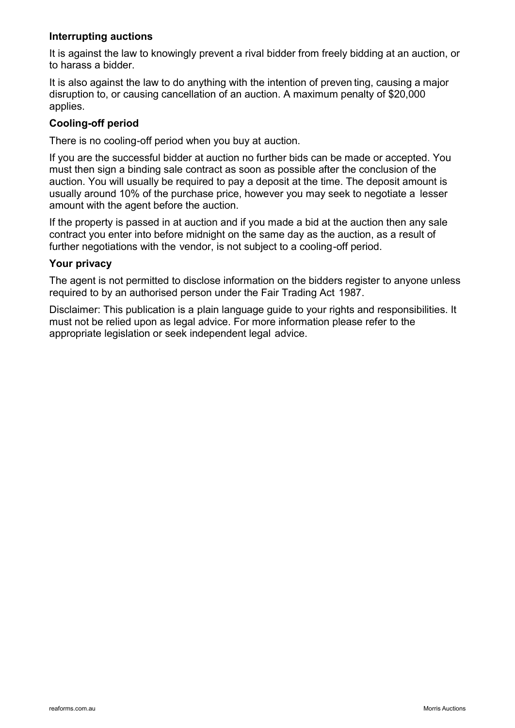### Interrupting auctions

It is against the law to knowingly prevent a rival bidder from freely bidding at an auction, or to harass a bidder.

It is also against the law to do anything with the intention of preventing, causing a major disruption to, or causing cancellation of an auction. A maximum penalty of $20,000 applies.

### Cooling-off period

There is no cooling-off period when you buy at auction.

If you are the successful bidder at auction no further bids can be made or accepted. You must then sign a binding sale contract as soon as possible after the conclusion of the auction. You will usually be required to pay a deposit at the time. The deposit amount is usually around 10% of the purchase price, however you may seek to negotiate a lesser amount with the agent before the auction.

If the property is passed in at auction and if you made a bid at the auction then any sale contract you enter into before midnight on the same day as the auction, as a result of further negotiations with the vendor, is not subject to a cooling-off period.

### Your privacy

The agent is not permitted to disclose information on the bidders register to anyone unless required to by an authorised person under the Fair Trading Act 1987.

Disclaimer: This publication is a plain language guide to your rights and responsibilities. It must not be relied upon as legal advice. For more information please refer to the appropriate legislation or seek independent legal advice.